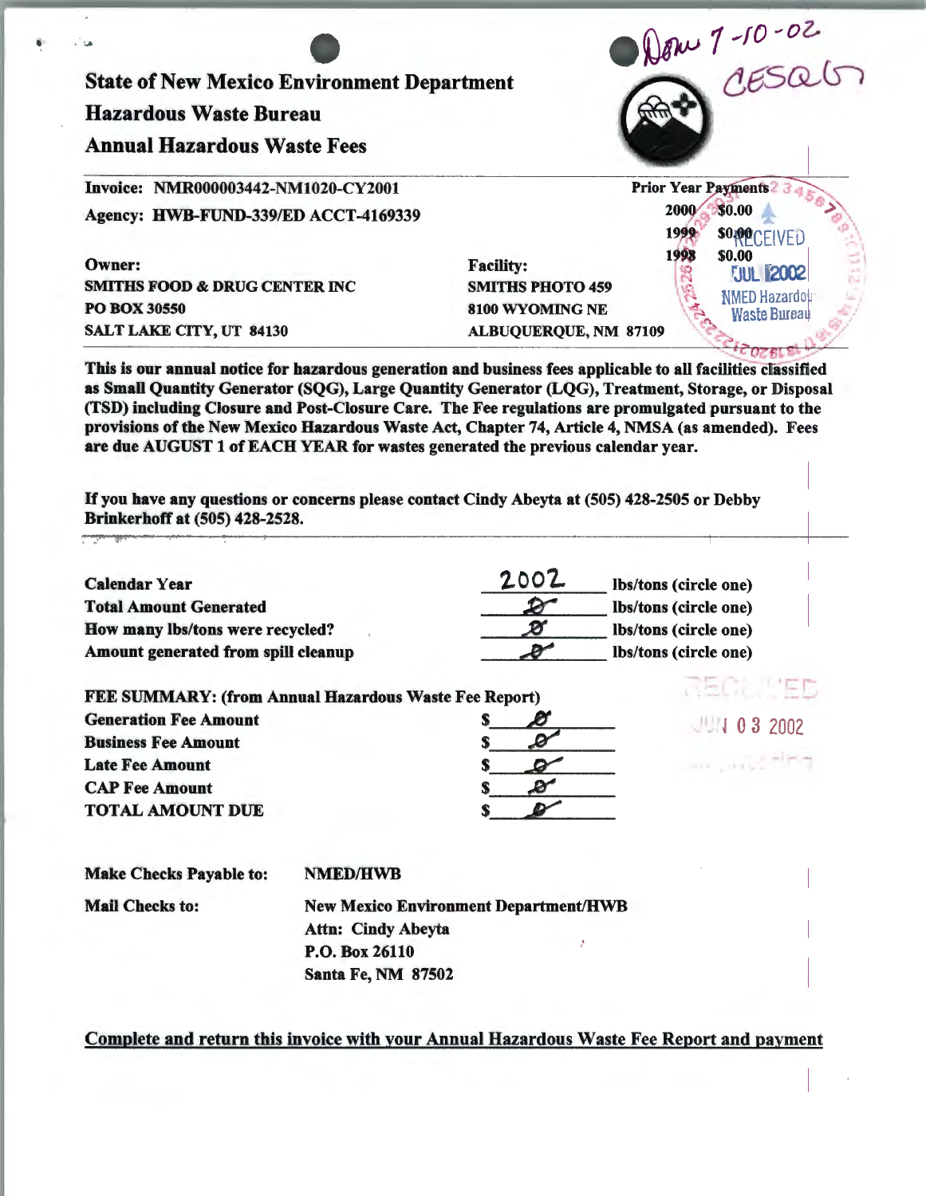Done 7-10-02
CESQG

# State of New Mexico Environment Department

## Hazardous Waste Bureau

## Annual Hazardous Waste Fees

**Invoice: NMR000003442-NM1020-CY2001**

**Agency: HWB-FUND-339/ED ACCT-4169339**

| Prior Year Payments | |
|---|---|
| 2000 | $0.00 |
| 1999 | $0.00 |
| 1998 | $0.00 |

RECEIVED JUL 2002 NMED Hazardous Waste Bureau

**Owner:**
**SMITHS FOOD & DRUG CENTER INC**
**PO BOX 30550**
**SALT LAKE CITY, UT 84130**

**Facility:**
**SMITHS PHOTO 459**
**8100 WYOMING NE**
**ALBUQUERQUE, NM 87109**

**This is our annual notice for hazardous generation and business fees applicable to all facilities classified as Small Quantity Generator (SQG), Large Quantity Generator (LQG), Treatment, Storage, or Disposal (TSD) including Closure and Post-Closure Care. The Fee regulations are promulgated pursuant to the provisions of the New Mexico Hazardous Waste Act, Chapter 74, Article 4, NMSA (as amended). Fees are due AUGUST 1 of EACH YEAR for wastes generated the previous calendar year.**

**If you have any questions or concerns please contact Cindy Abeyta at (505) 428-2505 or Debby Brinkerhoff at (505) 428-2528.**

| | | |
|---|---|---|
| **Calendar Year** | 2002 | **lbs/tons (circle one)** |
| **Total Amount Generated** | 0 | **lbs/tons (circle one)** |
| **How many lbs/tons were recycled?** | 0 | **lbs/tons (circle one)** |
| **Amount generated from spill cleanup** | 0 | **lbs/tons (circle one)** |

**FEE SUMMARY: (from Annual Hazardous Waste Fee Report)**

| | |
|---|---|
| **Generation Fee Amount** | $ 0 |
| **Business Fee Amount** | $ 0 |
| **Late Fee Amount** | $ 0 |
| **CAP Fee Amount** | $ 0 |
| **TOTAL AMOUNT DUE** | $ 0 |

RECEIVED JUN 03 2002

**Make Checks Payable to:** **NMED/HWB**

**Mail Checks to:** **New Mexico Environment Department/HWB**
**Attn: Cindy Abeyta**
**P.O. Box 26110**
**Santa Fe, NM 87502**

**Complete and return this invoice with your Annual Hazardous Waste Fee Report and payment**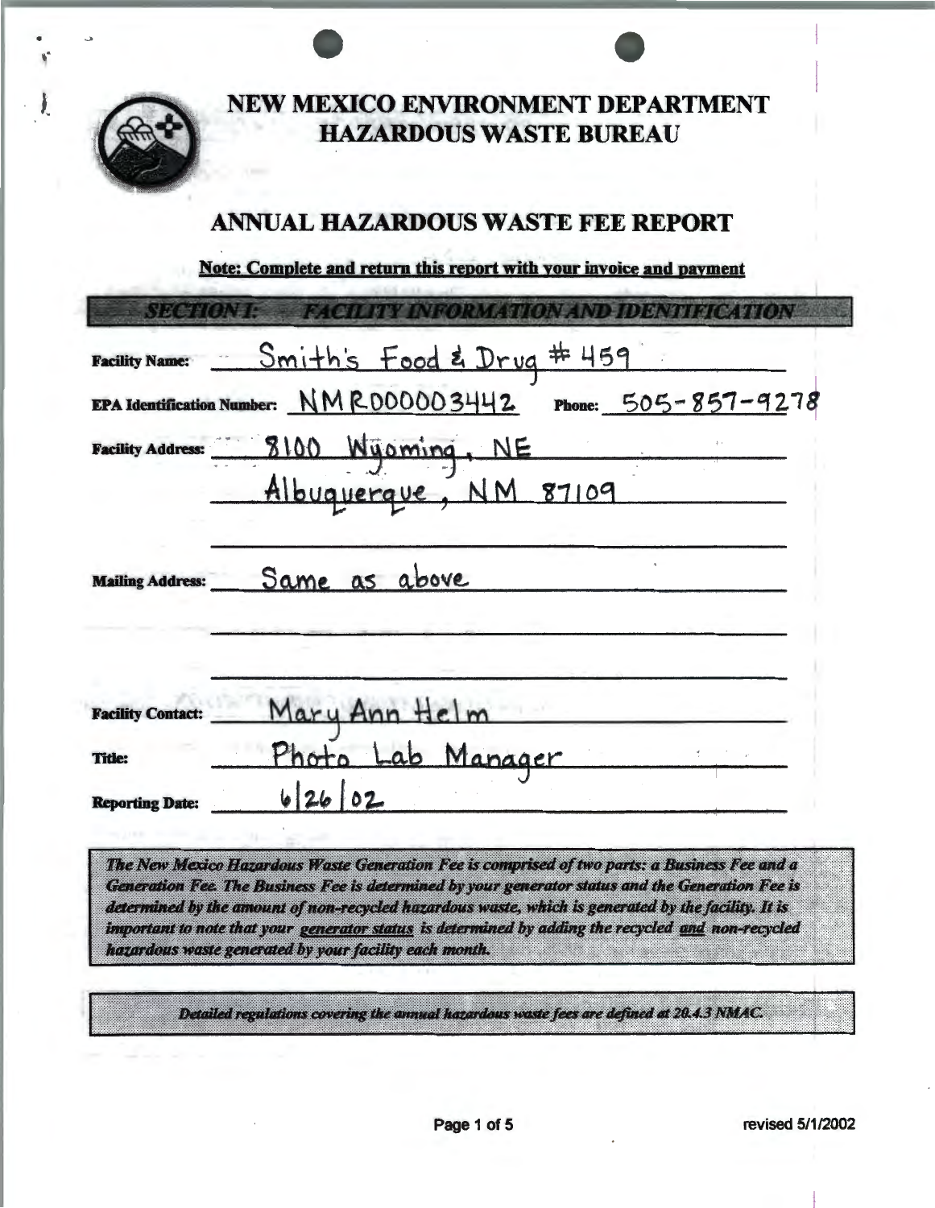# NEW MEXICO ENVIRONMENT DEPARTMENT
## HAZARDOUS WASTE BUREAU

## ANNUAL HAZARDOUS WASTE FEE REPORT

**Note: Complete and return this report with your invoice and payment**

### SECTION I: FACILITY INFORMATION AND IDENTIFICATION

**Facility Name:** Smith's Food & Drug # 459

**EPA Identification Number:** NMR000003442 **Phone:** 505-857-9278

**Facility Address:** 8100 Wyoming, NE
Albuquerque, NM 87109

**Mailing Address:** Same as above

**Facility Contact:** Mary Ann Helm

**Title:** Photo Lab Manager

**Reporting Date:** 6/26/02

*The New Mexico Hazardous Waste Generation Fee is comprised of two parts: a Business Fee and a Generation Fee. The Business Fee is determined by your generator status and the Generation Fee is determined by the amount of non-recycled hazardous waste, which is generated by the facility. It is important to note that your generator status is determined by adding the recycled and non-recycled hazardous waste generated by your facility each month.*

*Detailed regulations covering the annual hazardous waste fees are defined at 20.4.3 NMAC.*

revised 5/1/2002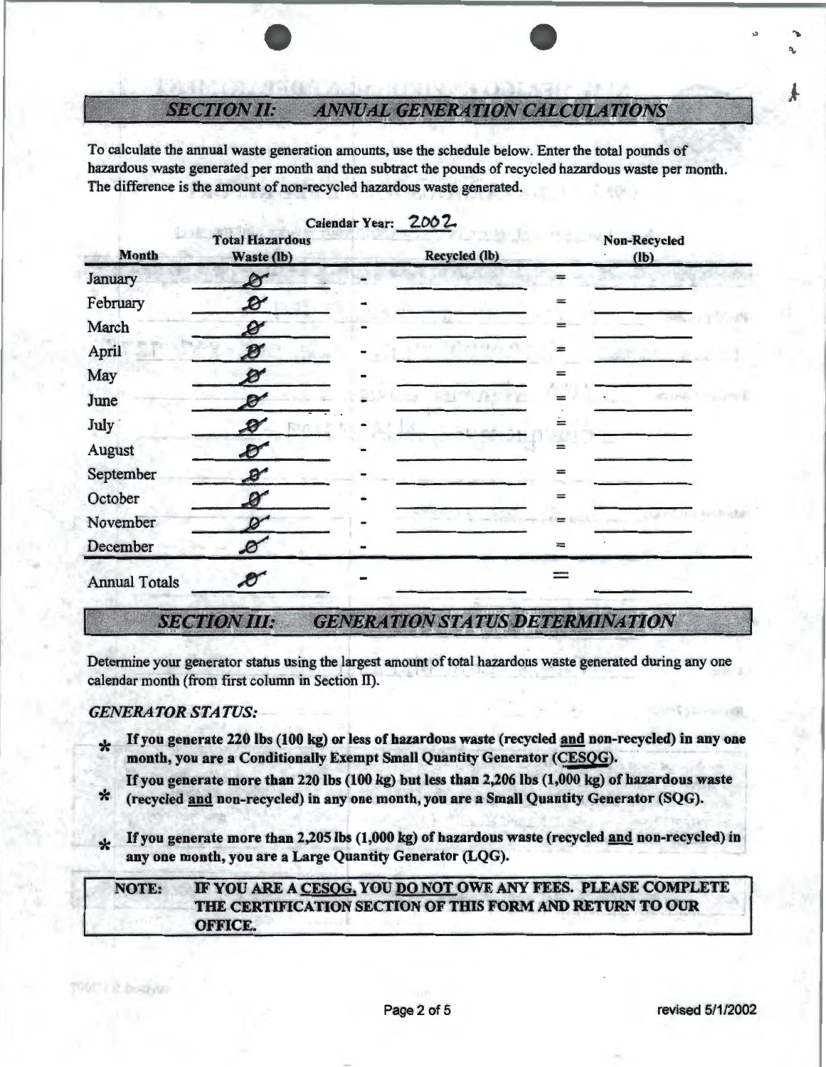## *SECTION II: ANNUAL GENERATION CALCULATIONS*

To calculate the annual waste generation amounts, use the schedule below. Enter the total pounds of hazardous waste generated per month and then subtract the pounds of recycled hazardous waste per month. The difference is the amount of non-recycled hazardous waste generated.

Calendar Year: 2002

| Month | Total Hazardous Waste (lb) | | Recycled (lb) | | Non-Recycled (lb) |
|---|---|---|---|---|---|
| January | Ø | - | | = | |
| February | Ø | - | | = | |
| March | Ø | - | | = | |
| April | Ø | - | | = | |
| May | Ø | - | | = | |
| June | Ø | - | | = | |
| July | Ø | - | | = | |
| August | Ø | - | | = | |
| September | Ø | - | | = | |
| October | Ø | - | | = | |
| November | Ø | - | | = | |
| December | Ø | - | | = | |
| Annual Totals | Ø | - | | = | |

## *SECTION III: GENERATION STATUS DETERMINATION*

Determine your generator status using the largest amount of total hazardous waste generated during any one calendar month (from first column in Section II).

### *GENERATOR STATUS:*

- **If you generate 220 lbs (100 kg) or less of hazardous waste (recycled and non-recycled) in any one month, you are a Conditionally Exempt Small Quantity Generator (CESQG).**
- **If you generate more than 220 lbs (100 kg) but less than 2,206 lbs (1,000 kg) of hazardous waste (recycled and non-recycled) in any one month, you are a Small Quantity Generator (SQG).**
- **If you generate more than 2,205 lbs (1,000 kg) of hazardous waste (recycled and non-recycled) in any one month, you are a Large Quantity Generator (LQG).**

**NOTE: IF YOU ARE A CESQG, YOU DO NOT OWE ANY FEES. PLEASE COMPLETE THE CERTIFICATION SECTION OF THIS FORM AND RETURN TO OUR OFFICE.**

revised 5/1/2002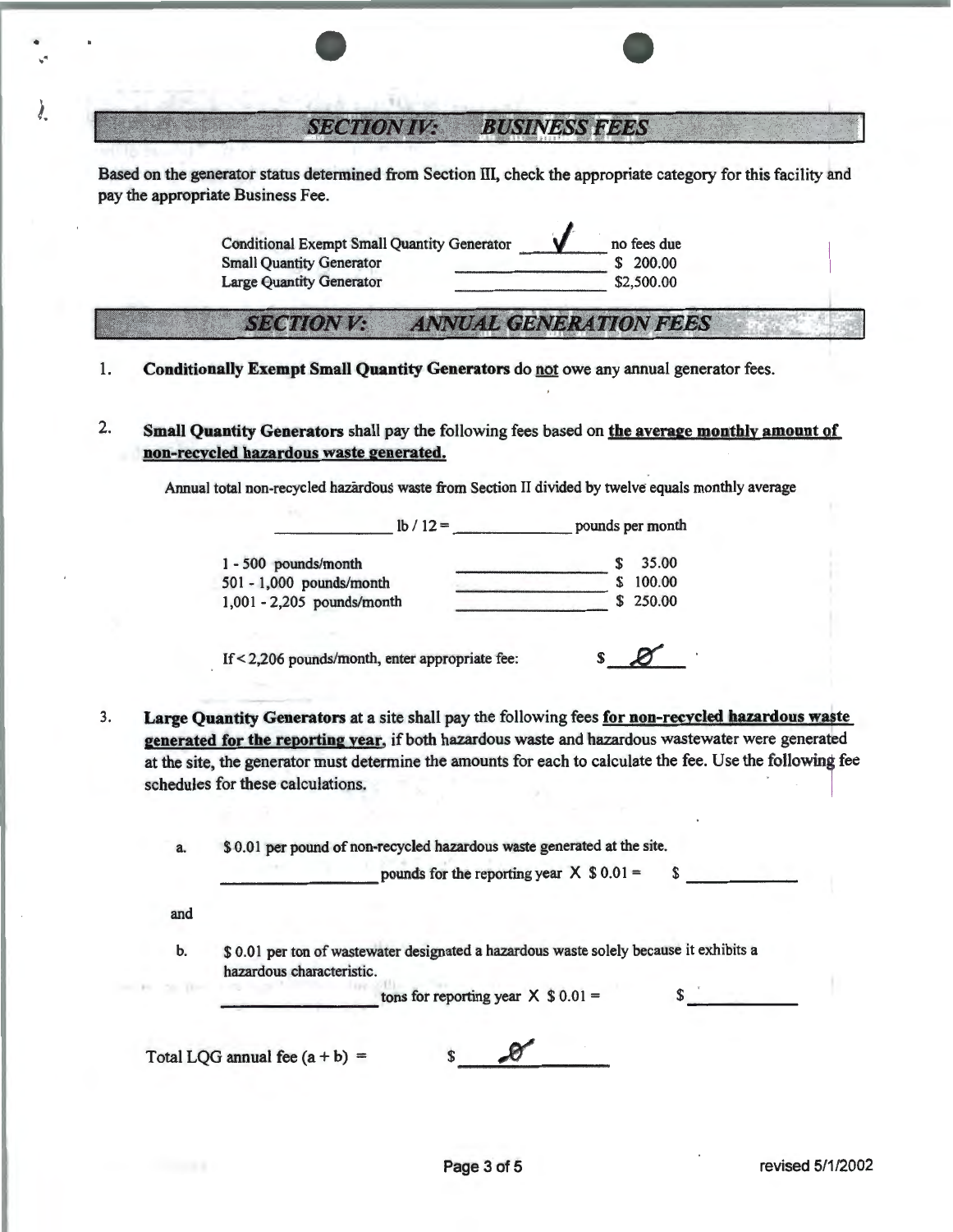## SECTION IV: BUSINESS FEES

Based on the generator status determined from Section III, check the appropriate category for this facility and pay the appropriate Business Fee.

| | | |
|---|---|---|
| Conditional Exempt Small Quantity Generator | ✓ | no fees due |
| Small Quantity Generator | ________ | $ 200.00 |
| Large Quantity Generator | ________ | $2,500.00 |

## SECTION V: ANNUAL GENERATION FEES

1. **Conditionally Exempt Small Quantity Generators** do not owe any annual generator fees.

2. **Small Quantity Generators** shall pay the following fees based on **the average monthly amount of non-recycled hazardous waste generated.**

   Annual total non-recycled hazardous waste from Section II divided by twelve equals monthly average

   ________ lb / 12 = ________ pounds per month

   | | | |
   |---|---|---|
   | 1 - 500 pounds/month | ________ | $ 35.00 |
   | 501 - 1,000 pounds/month | ________ | $ 100.00 |
   | 1,001 - 2,205 pounds/month | ________ | $ 250.00 |

   If < 2,206 pounds/month, enter appropriate fee: $ Ø

3. **Large Quantity Generators** at a site shall pay the following fees **for non-recycled hazardous waste generated for the reporting year**, if both hazardous waste and hazardous wastewater were generated at the site, the generator must determine the amounts for each to calculate the fee. Use the following fee schedules for these calculations.

   a. $ 0.01 per pound of non-recycled hazardous waste generated at the site.

   ________ pounds for the reporting year X $ 0.01 = $ ________

   and

   b. $ 0.01 per ton of wastewater designated a hazardous waste solely because it exhibits a hazardous characteristic.

   ________ tons for reporting year X $ 0.01 = $ ________

Total LQG annual fee (a + b) = $ Ø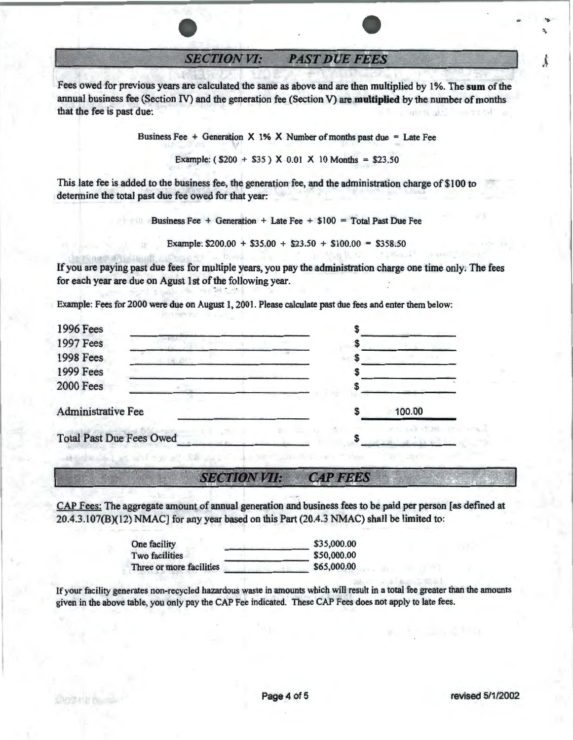## SECTION VI: PAST DUE FEES

Fees owed for previous years are calculated the same as above and are then multiplied by 1%. The **sum** of the annual business fee (Section IV) and the generation fee (Section V) are **multiplied** by the number of months that the fee is past due:

Business Fee + Generation X 1% X Number of months past due = Late Fee

Example: ( $200 + $35 ) X 0.01 X 10 Months = $23.50

This late fee is added to the business fee, the generation fee, and the administration charge of $100 to determine the total past due fee owed for that year:

Business Fee + Generation + Late Fee + $100 = Total Past Due Fee

Example: $200.00 + $35.00 + $23.50 + $100.00 = $358.50

If you are paying past due fees for multiple years, you pay the administration charge one time only. The fees for each year are due on Agust 1st of the following year.

Example: Fees for 2000 were due on August 1, 2001. Please calculate past due fees and enter them below:

| | |
|---|---|
| 1996 Fees | $ ________ |
| 1997 Fees | $ ________ |
| 1998 Fees | $ ________ |
| 1999 Fees | $ ________ |
| 2000 Fees | $ ________ |
| Administrative Fee | $ 100.00 |
| Total Past Due Fees Owed | $ ________ |

## SECTION VII: CAP FEES

CAP Fees: The aggregate amount of annual generation and business fees to be paid per person [as defined at 20.4.3.107(B)(12) NMAC] for any year based on this Part (20.4.3 NMAC) shall be limited to:

| | |
|---|---|
| One facility | $35,000.00 |
| Two facilities | $50,000.00 |
| Three or more facilities | $65,000.00 |

If your facility generates non-recycled hazardous waste in amounts which will result in a total fee greater than the amounts given in the above table, you only pay the CAP Fee indicated. These CAP Fees does not apply to late fees.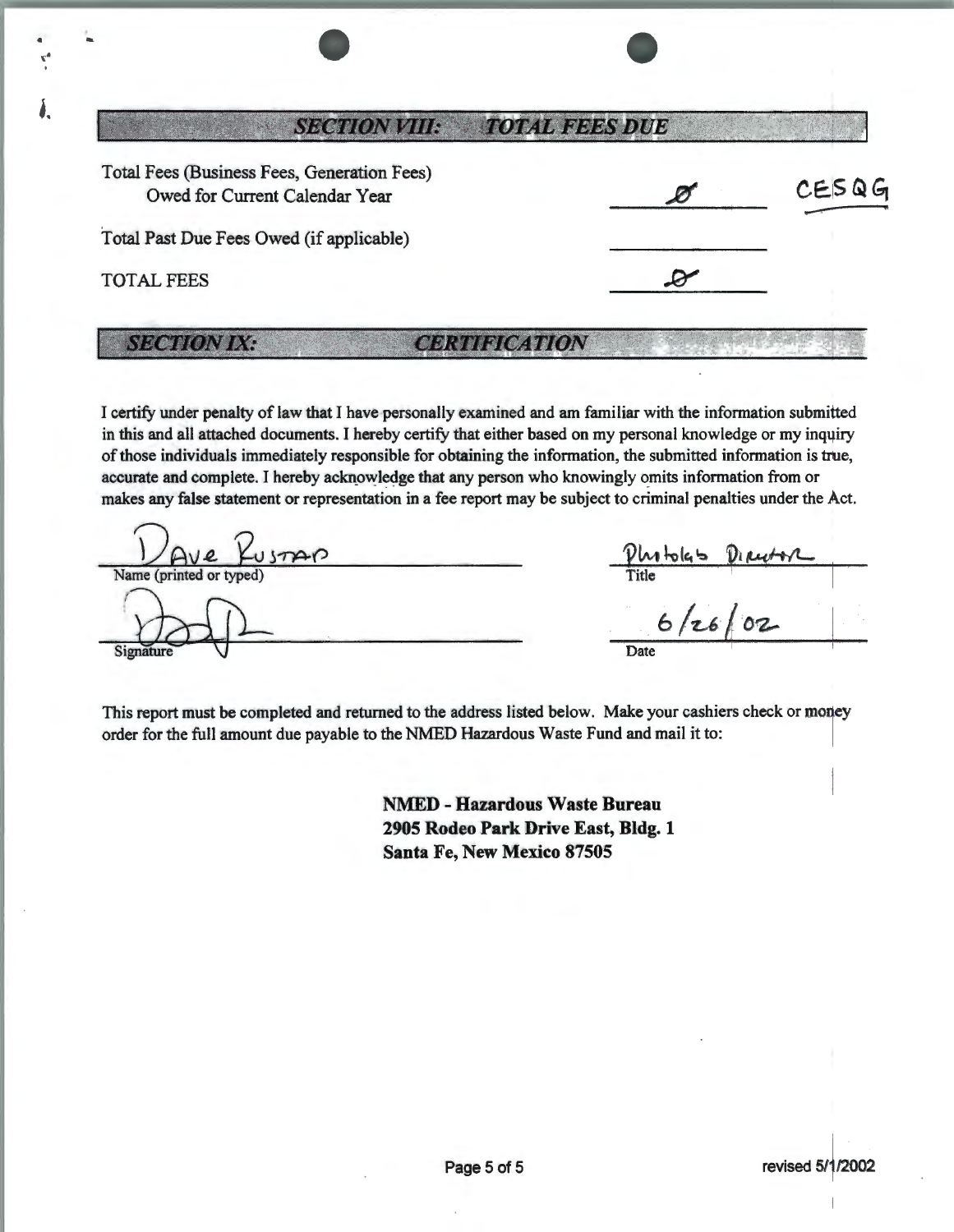## SECTION VIII: TOTAL FEES DUE

| | | |
|---|---|---|
| Total Fees (Business Fees, Generation Fees) Owed for Current Calendar Year | Ø | CESQG |
| Total Past Due Fees Owed (if applicable) | | |
| TOTAL FEES | Ø | |

## SECTION IX: CERTIFICATION

I certify under penalty of law that I have personally examined and am familiar with the information submitted in this and all attached documents. I hereby certify that either based on my personal knowledge or my inquiry of those individuals immediately responsible for obtaining the information, the submitted information is true, accurate and complete. I hereby acknowledge that any person who knowingly omits information from or makes any false statement or representation in a fee report may be subject to criminal penalties under the Act.

Dave Rustad
Name (printed or typed)

Photolab Director
Title

[Signature]
Signature

6/26/02
Date

This report must be completed and returned to the address listed below. Make your cashiers check or money order for the full amount due payable to the NMED Hazardous Waste Fund and mail it to:

**NMED - Hazardous Waste Bureau**
**2905 Rodeo Park Drive East, Bldg. 1**
**Santa Fe, New Mexico 87505**

revised 5/1/2002